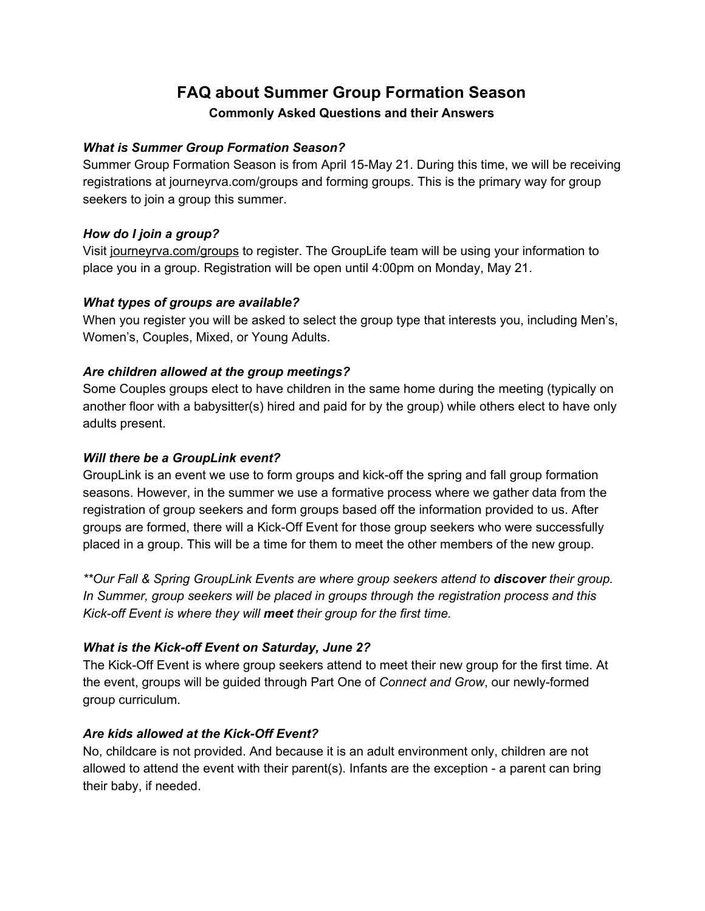# FAQ about Summer Group Formation Season

**Commonly Asked Questions and their Answers**

***What is Summer Group Formation Season?***

Summer Group Formation Season is from April 15-May 21. During this time, we will be receiving registrations at journeyrva.com/groups and forming groups. This is the primary way for group seekers to join a group this summer.

***How do I join a group?***

Visit journeyrva.com/groups to register. The GroupLife team will be using your information to place you in a group. Registration will be open until 4:00pm on Monday, May 21.

***What types of groups are available?***

When you register you will be asked to select the group type that interests you, including Men's, Women's, Couples, Mixed, or Young Adults.

***Are children allowed at the group meetings?***

Some Couples groups elect to have children in the same home during the meeting (typically on another floor with a babysitter(s) hired and paid for by the group) while others elect to have only adults present.

***Will there be a GroupLink event?***

GroupLink is an event we use to form groups and kick-off the spring and fall group formation seasons. However, in the summer we use a formative process where we gather data from the registration of group seekers and form groups based off the information provided to us. After groups are formed, there will a Kick-Off Event for those group seekers who were successfully placed in a group. This will be a time for them to meet the other members of the new group.

*\*\*Our Fall & Spring GroupLink Events are where group seekers attend to **discover** their group. In Summer, group seekers will be placed in groups through the registration process and this Kick-off Event is where they will **meet** their group for the first time.*

***What is the Kick-off Event on Saturday, June 2?***

The Kick-Off Event is where group seekers attend to meet their new group for the first time. At the event, groups will be guided through Part One of *Connect and Grow*, our newly-formed group curriculum.

***Are kids allowed at the Kick-Off Event?***

No, childcare is not provided. And because it is an adult environment only, children are not allowed to attend the event with their parent(s). Infants are the exception - a parent can bring their baby, if needed.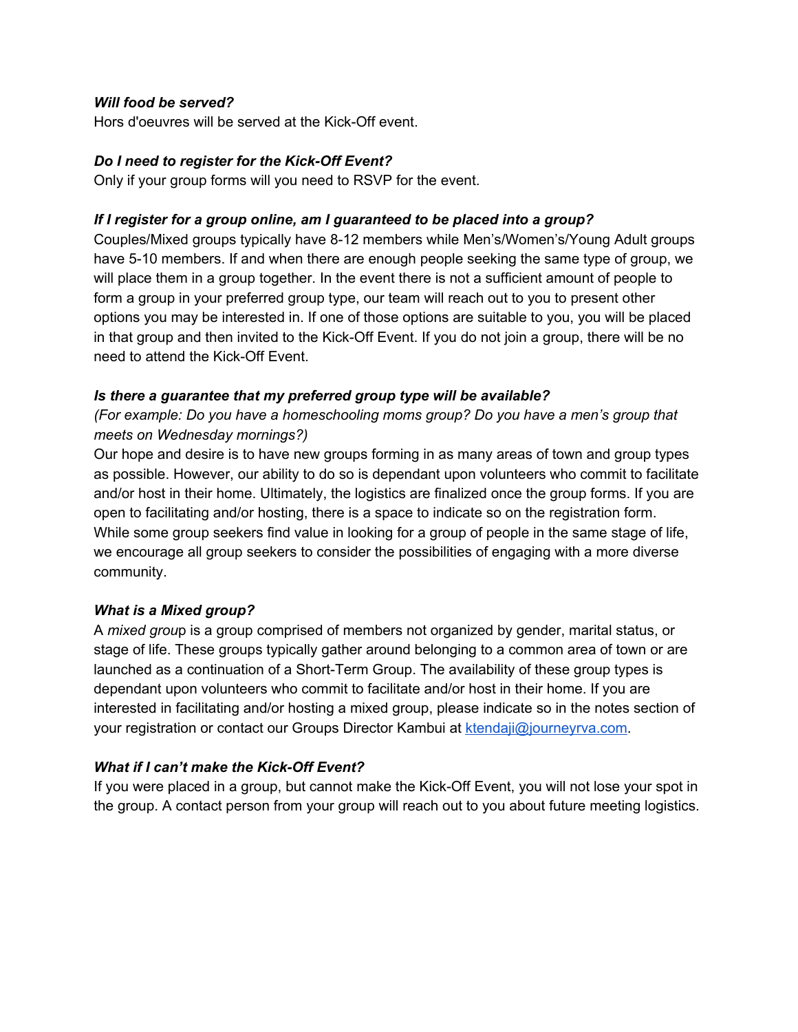***Will food be served?***

Hors d'oeuvres will be served at the Kick-Off event.

***Do I need to register for the Kick-Off Event?***

Only if your group forms will you need to RSVP for the event.

***If I register for a group online, am I guaranteed to be placed into a group?***

Couples/Mixed groups typically have 8-12 members while Men's/Women's/Young Adult groups have 5-10 members. If and when there are enough people seeking the same type of group, we will place them in a group together. In the event there is not a sufficient amount of people to form a group in your preferred group type, our team will reach out to you to present other options you may be interested in. If one of those options are suitable to you, you will be placed in that group and then invited to the Kick-Off Event. If you do not join a group, there will be no need to attend the Kick-Off Event.

***Is there a guarantee that my preferred group type will be available?***

*(For example: Do you have a homeschooling moms group? Do you have a men's group that meets on Wednesday mornings?)*

Our hope and desire is to have new groups forming in as many areas of town and group types as possible. However, our ability to do so is dependant upon volunteers who commit to facilitate and/or host in their home. Ultimately, the logistics are finalized once the group forms. If you are open to facilitating and/or hosting, there is a space to indicate so on the registration form. While some group seekers find value in looking for a group of people in the same stage of life, we encourage all group seekers to consider the possibilities of engaging with a more diverse community.

***What is a Mixed group?***

A *mixed group* is a group comprised of members not organized by gender, marital status, or stage of life. These groups typically gather around belonging to a common area of town or are launched as a continuation of a Short-Term Group. The availability of these group types is dependant upon volunteers who commit to facilitate and/or host in their home. If you are interested in facilitating and/or hosting a mixed group, please indicate so in the notes section of your registration or contact our Groups Director Kambui at [ktendaji@journeyrva.com](mailto:ktendaji@journeyrva.com).

***What if I can't make the Kick-Off Event?***

If you were placed in a group, but cannot make the Kick-Off Event, you will not lose your spot in the group. A contact person from your group will reach out to you about future meeting logistics.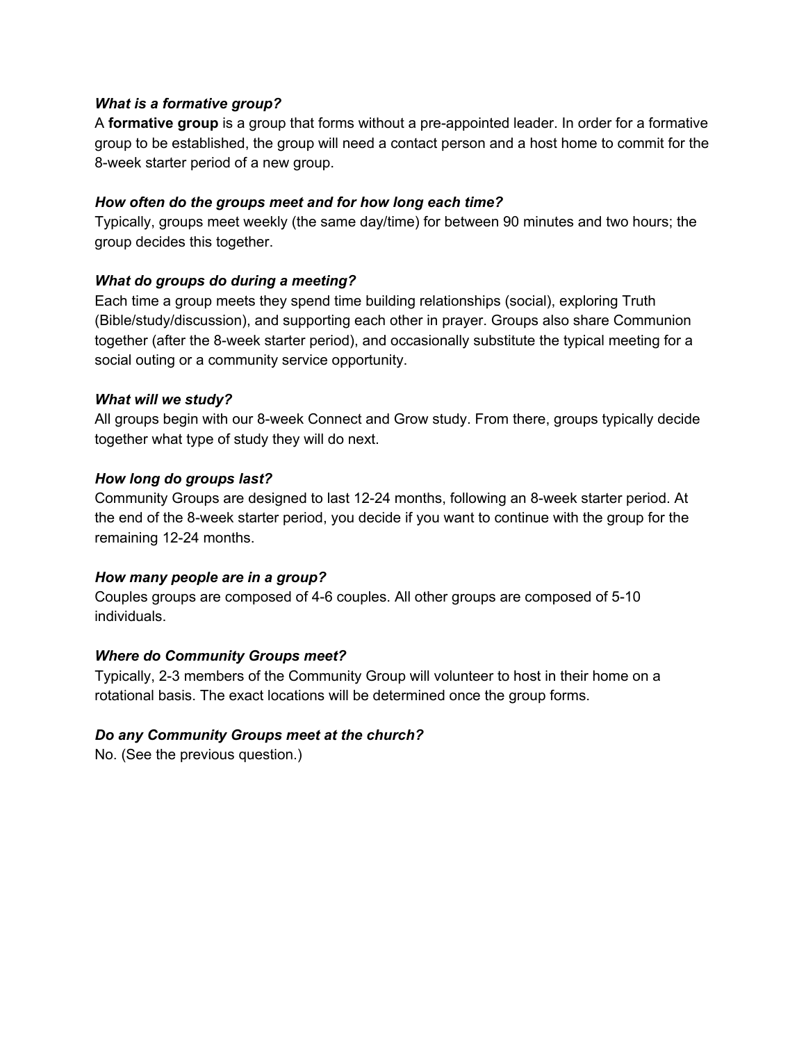***What is a formative group?***

A **formative group** is a group that forms without a pre-appointed leader. In order for a formative group to be established, the group will need a contact person and a host home to commit for the 8-week starter period of a new group.

***How often do the groups meet and for how long each time?***

Typically, groups meet weekly (the same day/time) for between 90 minutes and two hours; the group decides this together.

***What do groups do during a meeting?***

Each time a group meets they spend time building relationships (social), exploring Truth (Bible/study/discussion), and supporting each other in prayer. Groups also share Communion together (after the 8-week starter period), and occasionally substitute the typical meeting for a social outing or a community service opportunity.

***What will we study?***

All groups begin with our 8-week Connect and Grow study. From there, groups typically decide together what type of study they will do next.

***How long do groups last?***

Community Groups are designed to last 12-24 months, following an 8-week starter period. At the end of the 8-week starter period, you decide if you want to continue with the group for the remaining 12-24 months.

***How many people are in a group?***

Couples groups are composed of 4-6 couples. All other groups are composed of 5-10 individuals.

***Where do Community Groups meet?***

Typically, 2-3 members of the Community Group will volunteer to host in their home on a rotational basis. The exact locations will be determined once the group forms.

***Do any Community Groups meet at the church?***

No. (See the previous question.)